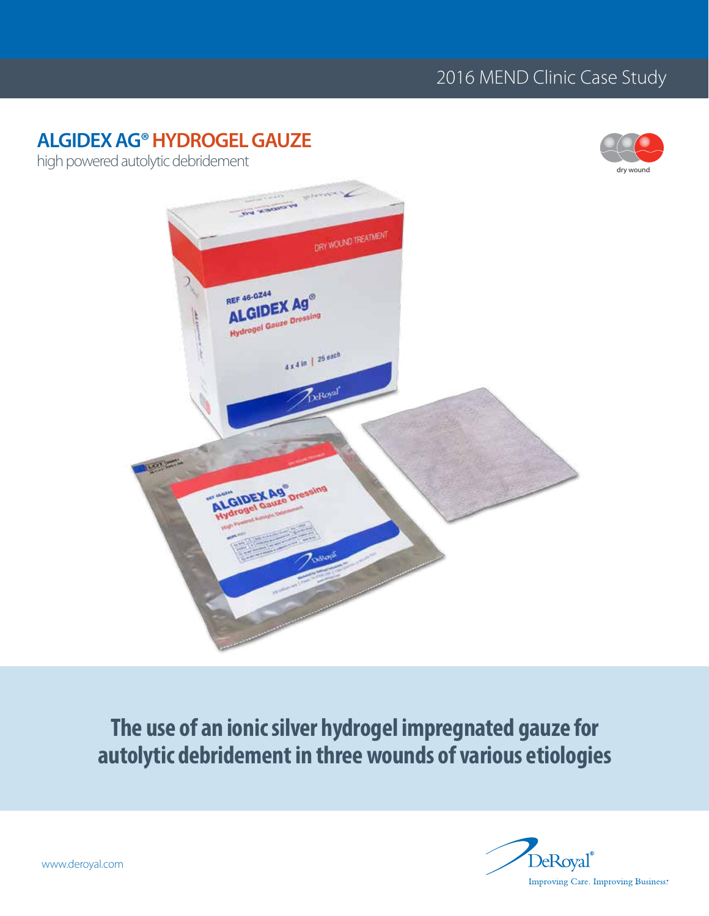2016 MEND Clinic Case Study

# ALGIDEX AG® HYDROGEL GAUZE

high powered autolytic debridement

dry wound

## The use of an ionic silver hydrogel impregnated gauze for autolytic debridement in three wounds of various etiologies

www.deroyal.com

DeRoyal®
Improving Care. Improving Business.®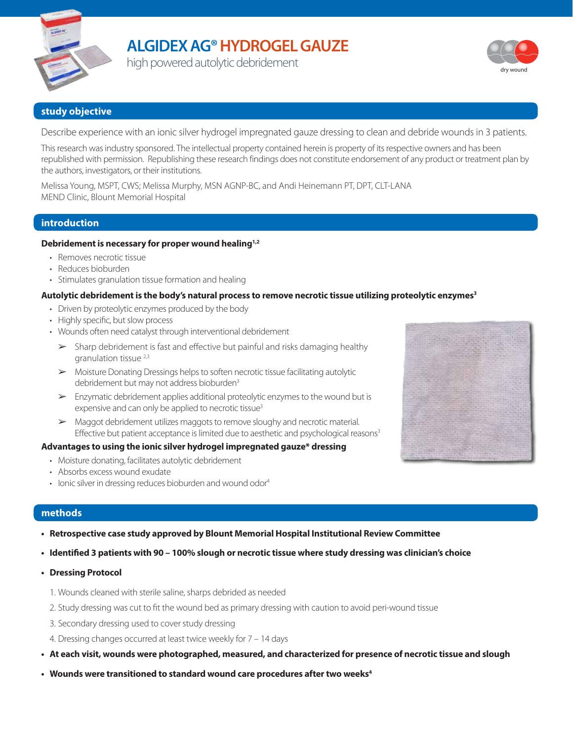# ALGIDEX AG® HYDROGEL GAUZE

high powered autolytic debridement

dry wound

## study objective

Describe experience with an ionic silver hydrogel impregnated gauze dressing to clean and debride wounds in 3 patients.

This research was industry sponsored. The intellectual property contained herein is property of its respective owners and has been republished with permission. Republishing these research findings does not constitute endorsement of any product or treatment plan by the authors, investigators, or their institutions.

Melissa Young, MSPT, CWS; Melissa Murphy, MSN AGNP-BC, and Andi Heinemann PT, DPT, CLT-LANA
MEND Clinic, Blount Memorial Hospital

## introduction

**Debridement is necessary for proper wound healing[1,2]**

- Removes necrotic tissue
- Reduces bioburden
- Stimulates granulation tissue formation and healing

**Autolytic debridement is the body's natural process to remove necrotic tissue utilizing proteolytic enzymes[3]**

- Driven by proteolytic enzymes produced by the body
- Highly specific, but slow process
- Wounds often need catalyst through interventional debridement
  - ➢ Sharp debridement is fast and effective but painful and risks damaging healthy granulation tissue [2,3]
  - ➢ Moisture Donating Dressings helps to soften necrotic tissue facilitating autolytic debridement but may not address bioburden[3]
  - ➢ Enzymatic debridement applies additional proteolytic enzymes to the wound but is expensive and can only be applied to necrotic tissue[3]
  - ➢ Maggot debridement utilizes maggots to remove sloughy and necrotic material. Effective but patient acceptance is limited due to aesthetic and psychological reasons[3]

**Advantages to using the ionic silver hydrogel impregnated gauze* dressing**

- Moisture donating, facilitates autolytic debridement
- Absorbs excess wound exudate
- Ionic silver in dressing reduces bioburden and wound odor[4]

## methods

- **Retrospective case study approved by Blount Memorial Hospital Institutional Review Committee**
- **Identified 3 patients with 90 – 100% slough or necrotic tissue where study dressing was clinician's choice**
- **Dressing Protocol**
  1. Wounds cleaned with sterile saline, sharps debrided as needed
  2. Study dressing was cut to fit the wound bed as primary dressing with caution to avoid peri-wound tissue
  3. Secondary dressing used to cover study dressing
  4. Dressing changes occurred at least twice weekly for 7 – 14 days
- **At each visit, wounds were photographed, measured, and characterized for presence of necrotic tissue and slough**
- **Wounds were transitioned to standard wound care procedures after two weeks[4]**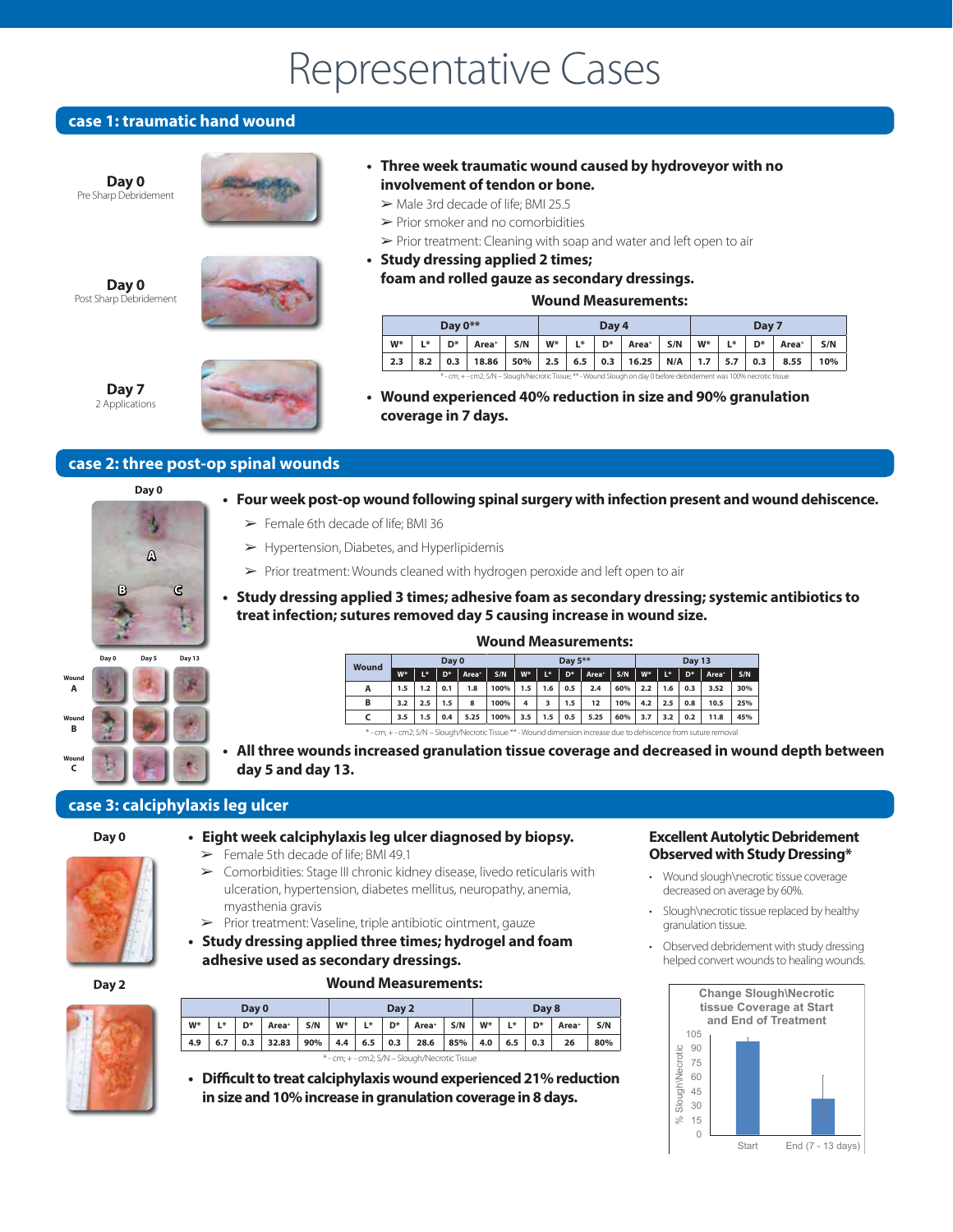# Representative Cases

## case 1: traumatic hand wound

**Day 0**
Pre Sharp Debridement

**Day 0**
Post Sharp Debridement

**Day 7**
2 Applications

- **Three week traumatic wound caused by hydroveyor with no involvement of tendon or bone.**
  - ➢ Male 3rd decade of life; BMI 25.5
  - ➢ Prior smoker and no comorbidities
  - ➢ Prior treatment: Cleaning with soap and water and left open to air
- **Study dressing applied 2 times; foam and rolled gauze as secondary dressings.**

**Wound Measurements:**

| Day 0** | | | | | Day 4 | | | | | Day 7 | | | | |
|---|---|---|---|---|---|---|---|---|---|---|---|---|---|---|
| W* | L* | D* | Area+ | S/N | W* | L* | D* | Area+ | S/N | W* | L* | D* | Area+ | S/N |
| 2.3 | 8.2 | 0.3 | 18.86 | 50% | 2.5 | 6.5 | 0.3 | 16.25 | N/A | 1.7 | 5.7 | 0.3 | 8.55 | 10% |

* - cm; + - cm2; S/N – Slough/Necrotic Tissue, ** - Wound Slough on day 0 before debridement was 100% necrotic tissue

- **Wound experienced 40% reduction in size and 90% granulation coverage in 7 days.**

## case 2: three post-op spinal wounds

Day 0

A B C

Day 0 Day 5 Day 13

Wound A

Wound B

Wound C

- **Four week post-op wound following spinal surgery with infection present and wound dehiscence.**
  - ➢ Female 6th decade of life; BMI 36
  - ➢ Hypertension, Diabetes, and Hyperlipidemis
  - ➢ Prior treatment: Wounds cleaned with hydrogen peroxide and left open to air
- **Study dressing applied 3 times; adhesive foam as secondary dressing; systemic antibiotics to treat infection; sutures removed day 5 causing increase in wound size.**

**Wound Measurements:**

| Wound | Day 0 | | | | | Day 5** | | | | | Day 13 | | | | |
|---|---|---|---|---|---|---|---|---|---|---|---|---|---|---|---|
| | W* | L* | D* | Area+ | S/N | W* | L* | D* | Area+ | S/N | W* | L* | D* | Area+ | S/N |
| A | 1.5 | 1.2 | 0.1 | 1.8 | 100% | 1.5 | 1.6 | 0.5 | 2.4 | 60% | 2.2 | 1.6 | 0.3 | 3.52 | 30% |
| B | 3.2 | 2.5 | 1.5 | 8 | 100% | 4 | 3 | 1.5 | 12 | 10% | 4.2 | 2.5 | 0.8 | 10.5 | 25% |
| C | 3.5 | 1.5 | 0.4 | 5.25 | 100% | 3.5 | 1.5 | 0.5 | 5.25 | 60% | 3.7 | 3.2 | 0.2 | 11.8 | 45% |

* - cm; + - cm2; S/N – Slough/Necrotic Tissue ** - Wound dimension increase due to dehiscence from suture removal

- **All three wounds increased granulation tissue coverage and decreased in wound depth between day 5 and day 13.**

## case 3: calciphylaxis leg ulcer

**Day 0**

**Day 2**

- **Eight week calciphylaxis leg ulcer diagnosed by biopsy.**
  - ➢ Female 5th decade of life; BMI 49.1
  - ➢ Comorbidities: Stage III chronic kidney disease, livedo reticularis with ulceration, hypertension, diabetes mellitus, neuropathy, anemia, myasthenia gravis
  - ➢ Prior treatment: Vaseline, triple antibiotic ointment, gauze
- **Study dressing applied three times; hydrogel and foam adhesive used as secondary dressings.**

**Wound Measurements:**

| Day 0 | | | | | Day 2 | | | | | Day 8 | | | | |
|---|---|---|---|---|---|---|---|---|---|---|---|---|---|---|
| W* | L* | D* | Area+ | S/N | W* | L* | D* | Area+ | S/N | W* | L* | D* | Area+ | S/N |
| 4.9 | 6.7 | 0.3 | 32.83 | 90% | 4.4 | 6.5 | 0.3 | 28.6 | 85% | 4.0 | 6.5 | 0.3 | 26 | 80% |

* - cm; + - cm2; S/N – Slough/Necrotic Tissue

- **Difficult to treat calciphylaxis wound experienced 21% reduction in size and 10% increase in granulation coverage in 8 days.**

### Excellent Autolytic Debridement Observed with Study Dressing*

- Wound slough\necrotic tissue coverage decreased on average by 60%.
- Slough\necrotic tissue replaced by healthy granulation tissue.
- Observed debridement with study dressing helped convert wounds to healing wounds.

Change Slough\Necrotic tissue Coverage at Start and End of Treatment

% Slough\Necrotic: 0, 15, 30, 45, 60, 75, 90, 105

Start | End (7 - 13 days)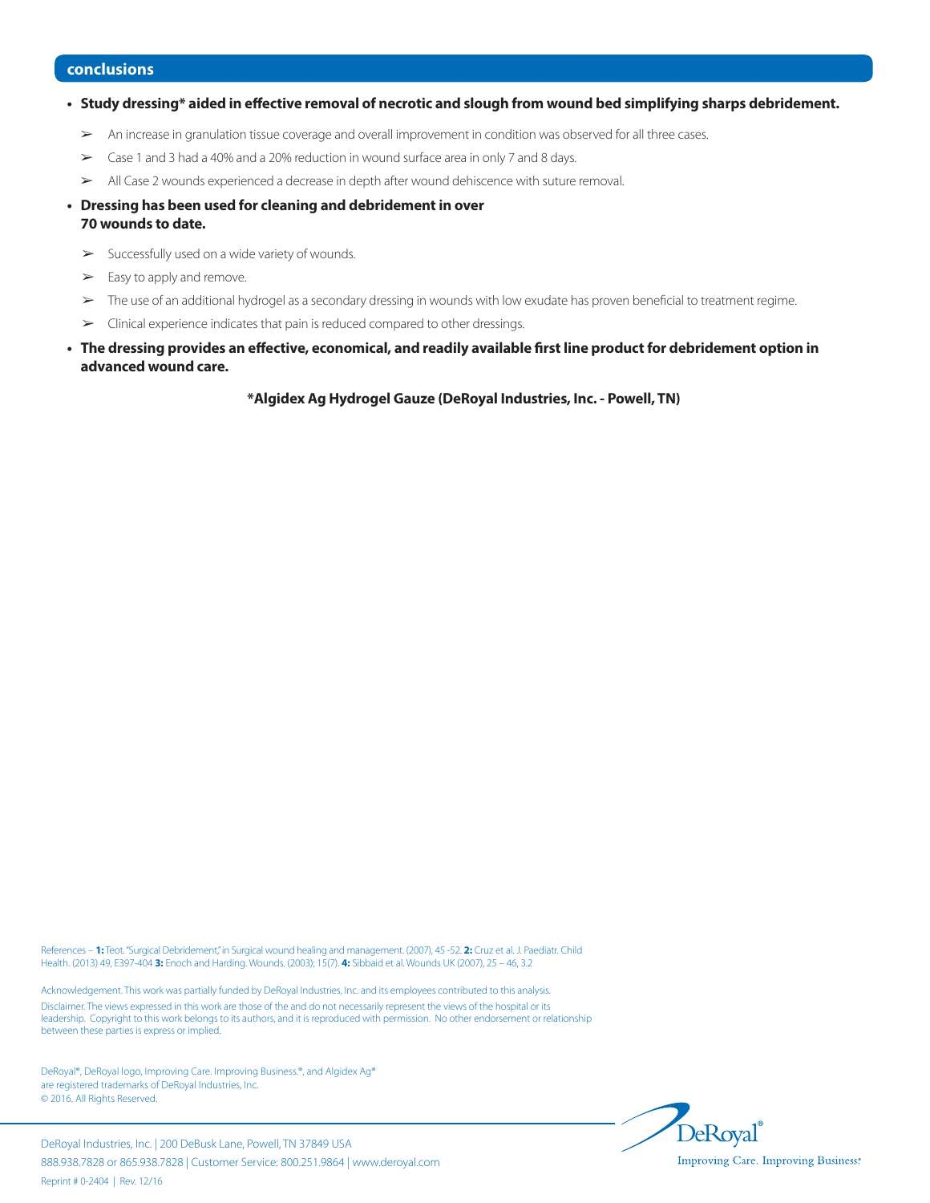## conclusions

- **Study dressing* aided in effective removal of necrotic and slough from wound bed simplifying sharps debridement.**
  - ➢ An increase in granulation tissue coverage and overall improvement in condition was observed for all three cases.
  - ➢ Case 1 and 3 had a 40% and a 20% reduction in wound surface area in only 7 and 8 days.
  - ➢ All Case 2 wounds experienced a decrease in depth after wound dehiscence with suture removal.
- **Dressing has been used for cleaning and debridement in over 70 wounds to date.**
  - ➢ Successfully used on a wide variety of wounds.
  - ➢ Easy to apply and remove.
  - ➢ The use of an additional hydrogel as a secondary dressing in wounds with low exudate has proven beneficial to treatment regime.
  - ➢ Clinical experience indicates that pain is reduced compared to other dressings.
- **The dressing provides an effective, economical, and readily available first line product for debridement option in advanced wound care.**

**\*Algidex Ag Hydrogel Gauze (DeRoyal Industries, Inc. - Powell, TN)**

References – **1:** Teot. "Surgical Debridement," in Surgical wound healing and management. (2007), 45 -52. **2:** Cruz et al. J. Paediatr. Child Health. (2013) 49, E397-404 **3:** Enoch and Harding. Wounds. (2003); 15(7). **4:** Sibbaid et al. Wounds UK (2007), 25 – 46, 3.2

Acknowledgement. This work was partially funded by DeRoyal Industries, Inc. and its employees contributed to this analysis.

Disclaimer. The views expressed in this work are those of the and do not necessarily represent the views of the hospital or its leadership. Copyright to this work belongs to its authors, and it is reproduced with permission. No other endorsement or relationship between these parties is express or implied.

DeRoyal®, DeRoyal logo, Improving Care. Improving Business.®, and Algidex Ag® are registered trademarks of DeRoyal Industries, Inc.
© 2016. All Rights Reserved.

DeRoyal Industries, Inc. | 200 DeBusk Lane, Powell, TN 37849 USA
888.938.7828 or 865.938.7828 | Customer Service: 800.251.9864 | www.deroyal.com
Reprint # 0-2404 | Rev. 12/16

DeRoyal®
Improving Care. Improving Business.®